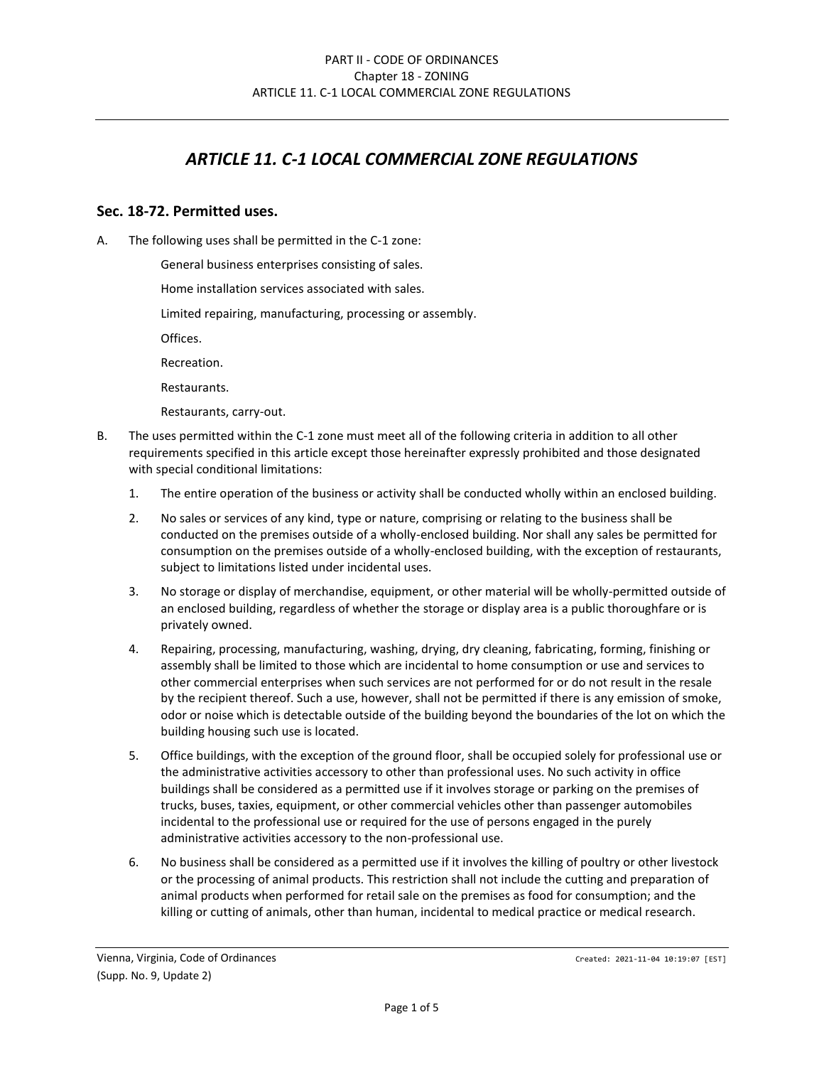# ARTICLE 11. C-1 LOCAL COMMERCIAL ZONE REGULATIONS

## Sec. 18-72. Permitted uses.

A. The following uses shall be permitted in the C-1 zone:

General business enterprises consisting of sales.

Home installation services associated with sales.

Limited repairing, manufacturing, processing or assembly.

Offices.

Recreation.

Restaurants.

Restaurants, carry-out.

B. The uses permitted within the C-1 zone must meet all of the following criteria in addition to all other requirements specified in this article except those hereinafter expressly prohibited and those designated with special conditional limitations:

1. The entire operation of the business or activity shall be conducted wholly within an enclosed building.
2. No sales or services of any kind, type or nature, comprising or relating to the business shall be conducted on the premises outside of a wholly-enclosed building. Nor shall any sales be permitted for consumption on the premises outside of a wholly-enclosed building, with the exception of restaurants, subject to limitations listed under incidental uses.
3. No storage or display of merchandise, equipment, or other material will be wholly-permitted outside of an enclosed building, regardless of whether the storage or display area is a public thoroughfare or is privately owned.
4. Repairing, processing, manufacturing, washing, drying, dry cleaning, fabricating, forming, finishing or assembly shall be limited to those which are incidental to home consumption or use and services to other commercial enterprises when such services are not performed for or do not result in the resale by the recipient thereof. Such a use, however, shall not be permitted if there is any emission of smoke, odor or noise which is detectable outside of the building beyond the boundaries of the lot on which the building housing such use is located.
5. Office buildings, with the exception of the ground floor, shall be occupied solely for professional use or the administrative activities accessory to other than professional uses. No such activity in office buildings shall be considered as a permitted use if it involves storage or parking on the premises of trucks, buses, taxies, equipment, or other commercial vehicles other than passenger automobiles incidental to the professional use or required for the use of persons engaged in the purely administrative activities accessory to the non-professional use.
6. No business shall be considered as a permitted use if it involves the killing of poultry or other livestock or the processing of animal products. This restriction shall not include the cutting and preparation of animal products when performed for retail sale on the premises as food for consumption; and the killing or cutting of animals, other than human, incidental to medical practice or medical research.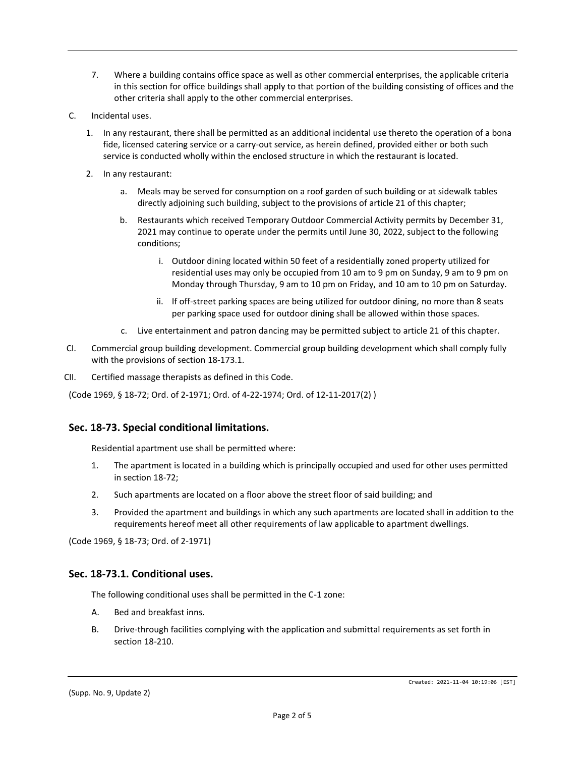7. Where a building contains office space as well as other commercial enterprises, the applicable criteria in this section for office buildings shall apply to that portion of the building consisting of offices and the other criteria shall apply to the other commercial enterprises.

C. Incidental uses.

1. In any restaurant, there shall be permitted as an additional incidental use thereto the operation of a bona fide, licensed catering service or a carry-out service, as herein defined, provided either or both such service is conducted wholly within the enclosed structure in which the restaurant is located.

2. In any restaurant:

   a. Meals may be served for consumption on a roof garden of such building or at sidewalk tables directly adjoining such building, subject to the provisions of article 21 of this chapter;

   b. Restaurants which received Temporary Outdoor Commercial Activity permits by December 31, 2021 may continue to operate under the permits until June 30, 2022, subject to the following conditions;

      i. Outdoor dining located within 50 feet of a residentially zoned property utilized for residential uses may only be occupied from 10 am to 9 pm on Sunday, 9 am to 9 pm on Monday through Thursday, 9 am to 10 pm on Friday, and 10 am to 10 pm on Saturday.

      ii. If off-street parking spaces are being utilized for outdoor dining, no more than 8 seats per parking space used for outdoor dining shall be allowed within those spaces.

   c. Live entertainment and patron dancing may be permitted subject to article 21 of this chapter.

CI. Commercial group building development. Commercial group building development which shall comply fully with the provisions of section 18-173.1.

CII. Certified massage therapists as defined in this Code.

(Code 1969, § 18-72; Ord. of 2-1971; Ord. of 4-22-1974; Ord. of 12-11-2017(2) )

## Sec. 18-73. Special conditional limitations.

Residential apartment use shall be permitted where:

1. The apartment is located in a building which is principally occupied and used for other uses permitted in section 18-72;
2. Such apartments are located on a floor above the street floor of said building; and
3. Provided the apartment and buildings in which any such apartments are located shall in addition to the requirements hereof meet all other requirements of law applicable to apartment dwellings.

(Code 1969, § 18-73; Ord. of 2-1971)

## Sec. 18-73.1. Conditional uses.

The following conditional uses shall be permitted in the C-1 zone:

A. Bed and breakfast inns.

B. Drive-through facilities complying with the application and submittal requirements as set forth in section 18-210.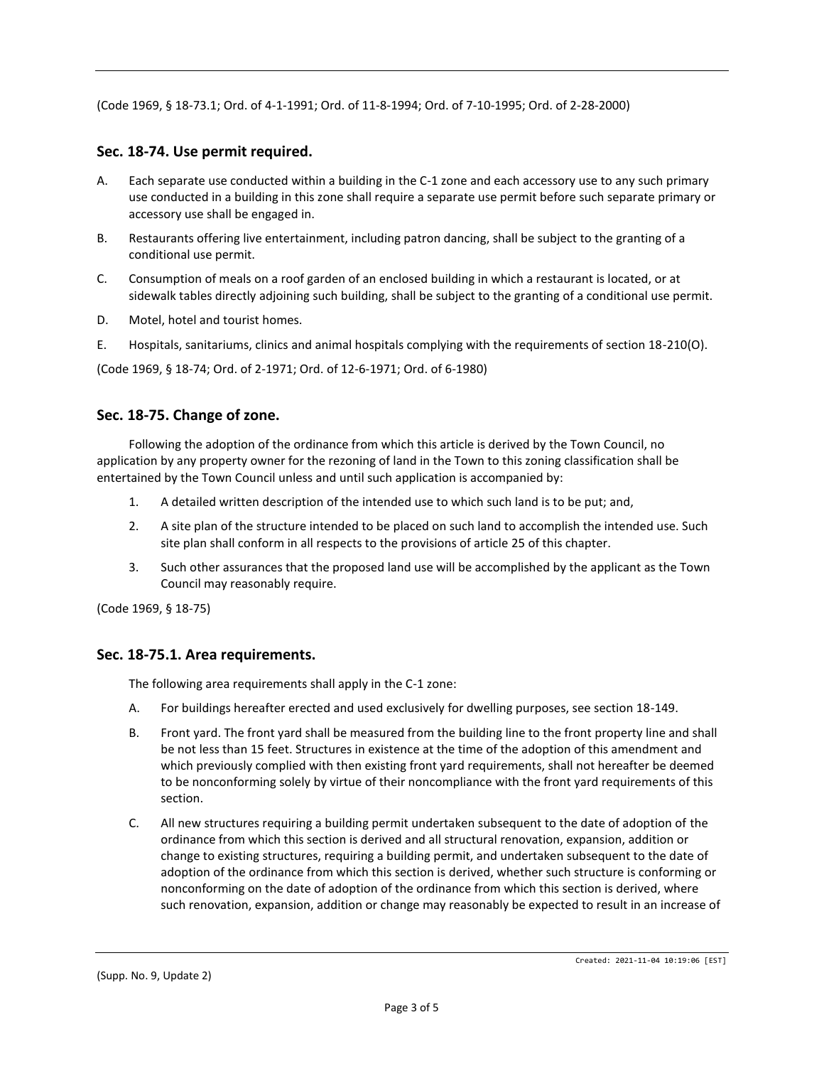(Code 1969, § 18-73.1; Ord. of 4-1-1991; Ord. of 11-8-1994; Ord. of 7-10-1995; Ord. of 2-28-2000)

## Sec. 18-74. Use permit required.

A. Each separate use conducted within a building in the C-1 zone and each accessory use to any such primary use conducted in a building in this zone shall require a separate use permit before such separate primary or accessory use shall be engaged in.

B. Restaurants offering live entertainment, including patron dancing, shall be subject to the granting of a conditional use permit.

C. Consumption of meals on a roof garden of an enclosed building in which a restaurant is located, or at sidewalk tables directly adjoining such building, shall be subject to the granting of a conditional use permit.

D. Motel, hotel and tourist homes.

E. Hospitals, sanitariums, clinics and animal hospitals complying with the requirements of section 18-210(O).

(Code 1969, § 18-74; Ord. of 2-1971; Ord. of 12-6-1971; Ord. of 6-1980)

## Sec. 18-75. Change of zone.

Following the adoption of the ordinance from which this article is derived by the Town Council, no application by any property owner for the rezoning of land in the Town to this zoning classification shall be entertained by the Town Council unless and until such application is accompanied by:

1. A detailed written description of the intended use to which such land is to be put; and,
2. A site plan of the structure intended to be placed on such land to accomplish the intended use. Such site plan shall conform in all respects to the provisions of article 25 of this chapter.
3. Such other assurances that the proposed land use will be accomplished by the applicant as the Town Council may reasonably require.

(Code 1969, § 18-75)

## Sec. 18-75.1. Area requirements.

The following area requirements shall apply in the C-1 zone:

A. For buildings hereafter erected and used exclusively for dwelling purposes, see section 18-149.

B. Front yard. The front yard shall be measured from the building line to the front property line and shall be not less than 15 feet. Structures in existence at the time of the adoption of this amendment and which previously complied with then existing front yard requirements, shall not hereafter be deemed to be nonconforming solely by virtue of their noncompliance with the front yard requirements of this section.

C. All new structures requiring a building permit undertaken subsequent to the date of adoption of the ordinance from which this section is derived and all structural renovation, expansion, addition or change to existing structures, requiring a building permit, and undertaken subsequent to the date of adoption of the ordinance from which this section is derived, whether such structure is conforming or nonconforming on the date of adoption of the ordinance from which this section is derived, where such renovation, expansion, addition or change may reasonably be expected to result in an increase of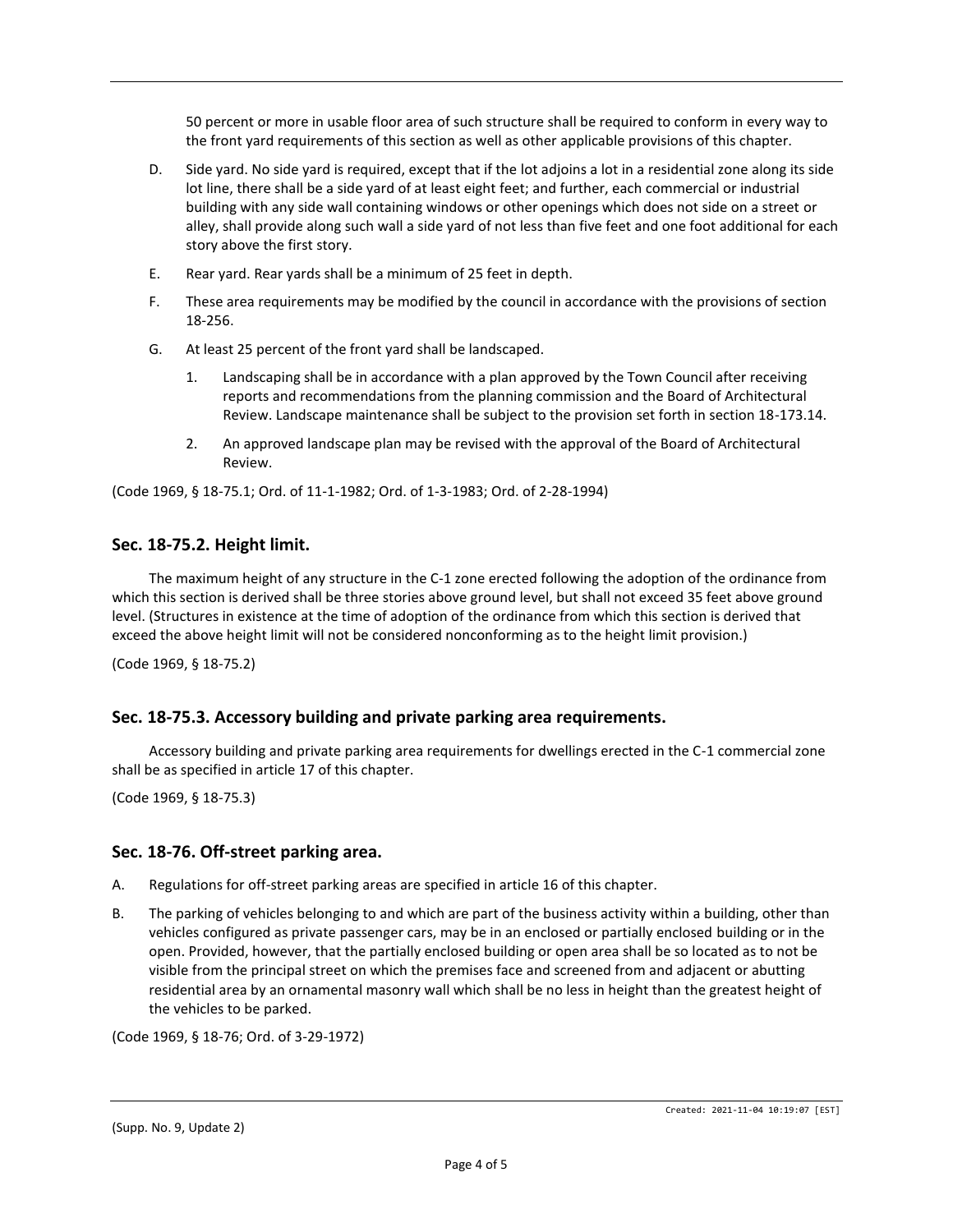50 percent or more in usable floor area of such structure shall be required to conform in every way to the front yard requirements of this section as well as other applicable provisions of this chapter.

D. Side yard. No side yard is required, except that if the lot adjoins a lot in a residential zone along its side lot line, there shall be a side yard of at least eight feet; and further, each commercial or industrial building with any side wall containing windows or other openings which does not side on a street or alley, shall provide along such wall a side yard of not less than five feet and one foot additional for each story above the first story.

E. Rear yard. Rear yards shall be a minimum of 25 feet in depth.

F. These area requirements may be modified by the council in accordance with the provisions of section 18-256.

G. At least 25 percent of the front yard shall be landscaped.

   1. Landscaping shall be in accordance with a plan approved by the Town Council after receiving reports and recommendations from the planning commission and the Board of Architectural Review. Landscape maintenance shall be subject to the provision set forth in section 18-173.14.

   2. An approved landscape plan may be revised with the approval of the Board of Architectural Review.

(Code 1969, § 18-75.1; Ord. of 11-1-1982; Ord. of 1-3-1983; Ord. of 2-28-1994)

## Sec. 18-75.2. Height limit.

The maximum height of any structure in the C-1 zone erected following the adoption of the ordinance from which this section is derived shall be three stories above ground level, but shall not exceed 35 feet above ground level. (Structures in existence at the time of adoption of the ordinance from which this section is derived that exceed the above height limit will not be considered nonconforming as to the height limit provision.)

(Code 1969, § 18-75.2)

## Sec. 18-75.3. Accessory building and private parking area requirements.

Accessory building and private parking area requirements for dwellings erected in the C-1 commercial zone shall be as specified in article 17 of this chapter.

(Code 1969, § 18-75.3)

## Sec. 18-76. Off-street parking area.

A. Regulations for off-street parking areas are specified in article 16 of this chapter.

B. The parking of vehicles belonging to and which are part of the business activity within a building, other than vehicles configured as private passenger cars, may be in an enclosed or partially enclosed building or in the open. Provided, however, that the partially enclosed building or open area shall be so located as to not be visible from the principal street on which the premises face and screened from and adjacent or abutting residential area by an ornamental masonry wall which shall be no less in height than the greatest height of the vehicles to be parked.

(Code 1969, § 18-76; Ord. of 3-29-1972)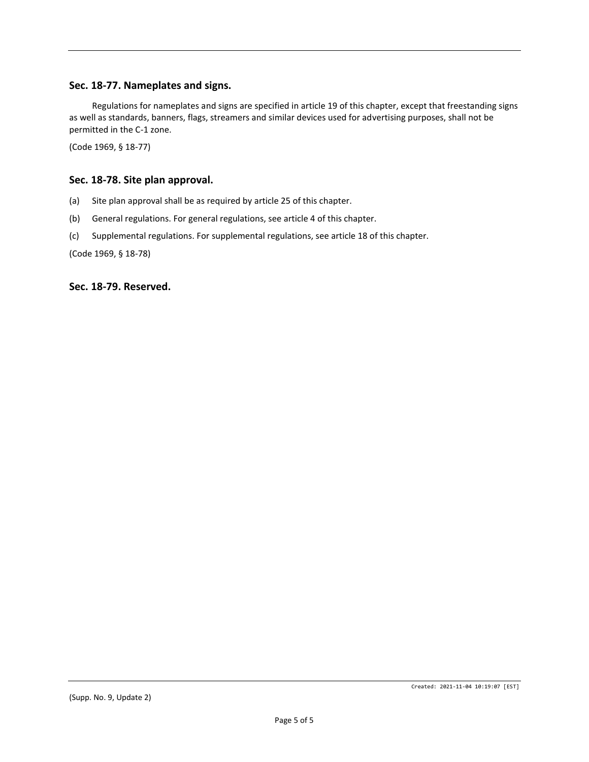## Sec. 18-77. Nameplates and signs.

Regulations for nameplates and signs are specified in article 19 of this chapter, except that freestanding signs as well as standards, banners, flags, streamers and similar devices used for advertising purposes, shall not be permitted in the C-1 zone.

(Code 1969, § 18-77)

## Sec. 18-78. Site plan approval.

(a) Site plan approval shall be as required by article 25 of this chapter.

(b) General regulations. For general regulations, see article 4 of this chapter.

(c) Supplemental regulations. For supplemental regulations, see article 18 of this chapter.

(Code 1969, § 18-78)

## Sec. 18-79. Reserved.